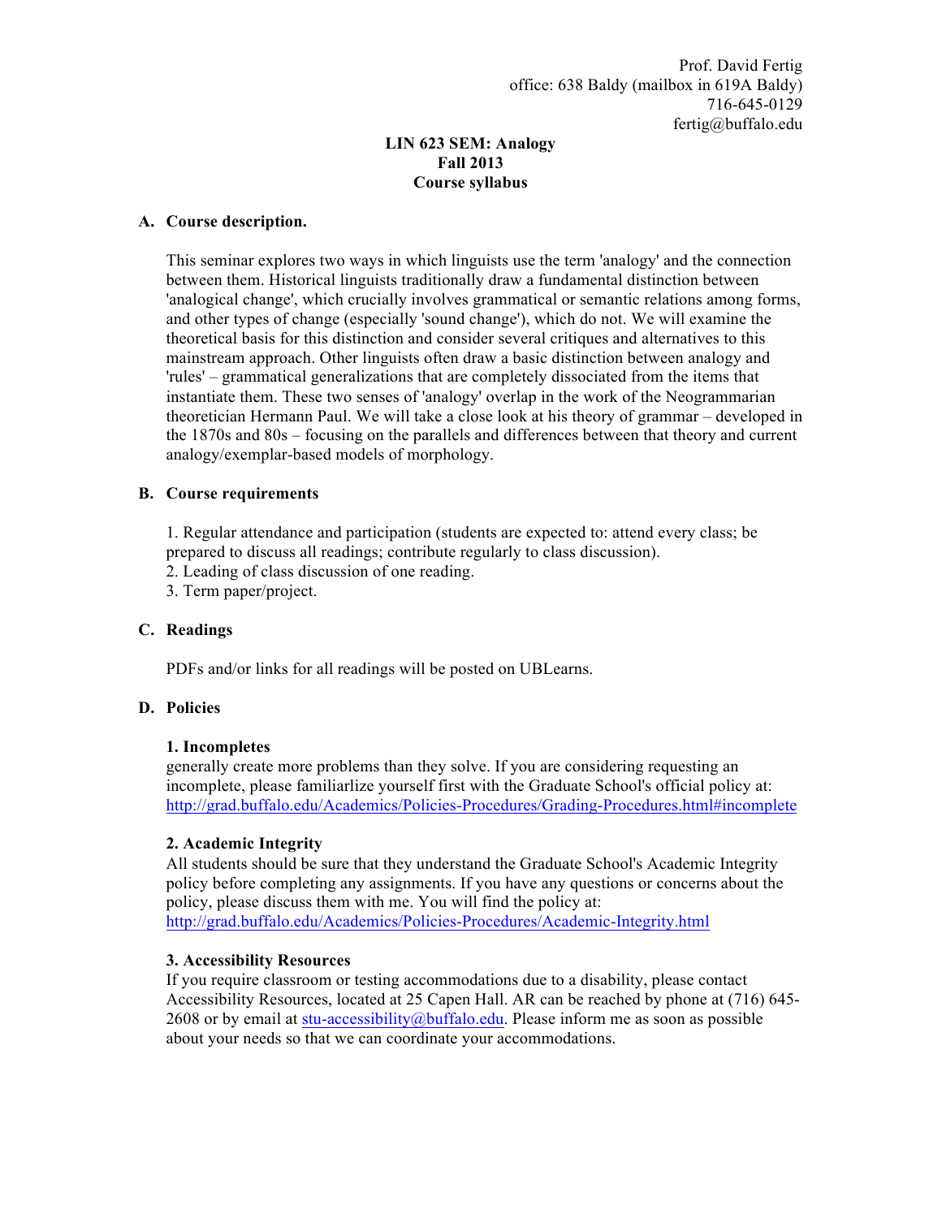Prof. David Fertig
office: 638 Baldy (mailbox in 619A Baldy)
716-645-0129
fertig@buffalo.edu

# LIN 623 SEM: Analogy
## Fall 2013
## Course syllabus

### A. Course description.

This seminar explores two ways in which linguists use the term 'analogy' and the connection between them. Historical linguists traditionally draw a fundamental distinction between 'analogical change', which crucially involves grammatical or semantic relations among forms, and other types of change (especially 'sound change'), which do not. We will examine the theoretical basis for this distinction and consider several critiques and alternatives to this mainstream approach. Other linguists often draw a basic distinction between analogy and 'rules' – grammatical generalizations that are completely dissociated from the items that instantiate them. These two senses of 'analogy' overlap in the work of the Neogrammarian theoretician Hermann Paul. We will take a close look at his theory of grammar – developed in the 1870s and 80s – focusing on the parallels and differences between that theory and current analogy/exemplar-based models of morphology.

### B. Course requirements

1. Regular attendance and participation (students are expected to: attend every class; be prepared to discuss all readings; contribute regularly to class discussion).
2. Leading of class discussion of one reading.
3. Term paper/project.

### C. Readings

PDFs and/or links for all readings will be posted on UBLearns.

### D. Policies

**1. Incompletes**
generally create more problems than they solve. If you are considering requesting an incomplete, please familiarlize yourself first with the Graduate School's official policy at:
http://grad.buffalo.edu/Academics/Policies-Procedures/Grading-Procedures.html#incomplete

**2. Academic Integrity**
All students should be sure that they understand the Graduate School's Academic Integrity policy before completing any assignments. If you have any questions or concerns about the policy, please discuss them with me. You will find the policy at:
http://grad.buffalo.edu/Academics/Policies-Procedures/Academic-Integrity.html

**3. Accessibility Resources**
If you require classroom or testing accommodations due to a disability, please contact Accessibility Resources, located at 25 Capen Hall. AR can be reached by phone at (716) 645-2608 or by email at stu-accessibility@buffalo.edu. Please inform me as soon as possible about your needs so that we can coordinate your accommodations.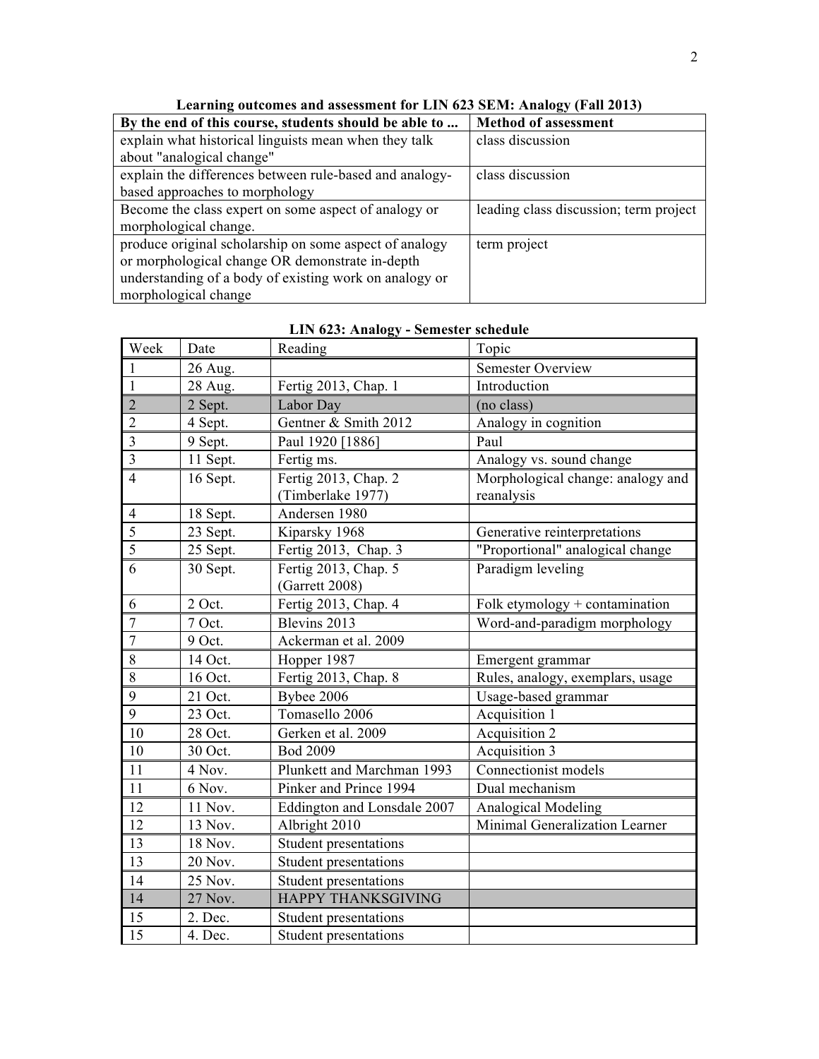**Learning outcomes and assessment for LIN 623 SEM: Analogy (Fall 2013)**

| By the end of this course, students should be able to ... | Method of assessment |
| --- | --- |
| explain what historical linguists mean when they talk about "analogical change" | class discussion |
| explain the differences between rule-based and analogy-based approaches to morphology | class discussion |
| Become the class expert on some aspect of analogy or morphological change. | leading class discussion; term project |
| produce original scholarship on some aspect of analogy or morphological change OR demonstrate in-depth understanding of a body of existing work on analogy or morphological change | term project |

**LIN 623: Analogy - Semester schedule**

| Week | Date | Reading | Topic |
| --- | --- | --- | --- |
| 1 | 26 Aug. | | Semester Overview |
| 1 | 28 Aug. | Fertig 2013, Chap. 1 | Introduction |
| 2 | 2 Sept. | Labor Day | (no class) |
| 2 | 4 Sept. | Gentner & Smith 2012 | Analogy in cognition |
| 3 | 9 Sept. | Paul 1920 [1886] | Paul |
| 3 | 11 Sept. | Fertig ms. | Analogy vs. sound change |
| 4 | 16 Sept. | Fertig 2013, Chap. 2 (Timberlake 1977) | Morphological change: analogy and reanalysis |
| 4 | 18 Sept. | Andersen 1980 | |
| 5 | 23 Sept. | Kiparsky 1968 | Generative reinterpretations |
| 5 | 25 Sept. | Fertig 2013, Chap. 3 | "Proportional" analogical change |
| 6 | 30 Sept. | Fertig 2013, Chap. 5 (Garrett 2008) | Paradigm leveling |
| 6 | 2 Oct. | Fertig 2013, Chap. 4 | Folk etymology + contamination |
| 7 | 7 Oct. | Blevins 2013 | Word-and-paradigm morphology |
| 7 | 9 Oct. | Ackerman et al. 2009 | |
| 8 | 14 Oct. | Hopper 1987 | Emergent grammar |
| 8 | 16 Oct. | Fertig 2013, Chap. 8 | Rules, analogy, exemplars, usage |
| 9 | 21 Oct. | Bybee 2006 | Usage-based grammar |
| 9 | 23 Oct. | Tomasello 2006 | Acquisition 1 |
| 10 | 28 Oct. | Gerken et al. 2009 | Acquisition 2 |
| 10 | 30 Oct. | Bod 2009 | Acquisition 3 |
| 11 | 4 Nov. | Plunkett and Marchman 1993 | Connectionist models |
| 11 | 6 Nov. | Pinker and Prince 1994 | Dual mechanism |
| 12 | 11 Nov. | Eddington and Lonsdale 2007 | Analogical Modeling |
| 12 | 13 Nov. | Albright 2010 | Minimal Generalization Learner |
| 13 | 18 Nov. | Student presentations | |
| 13 | 20 Nov. | Student presentations | |
| 14 | 25 Nov. | Student presentations | |
| 14 | 27 Nov. | HAPPY THANKSGIVING | |
| 15 | 2. Dec. | Student presentations | |
| 15 | 4. Dec. | Student presentations | |